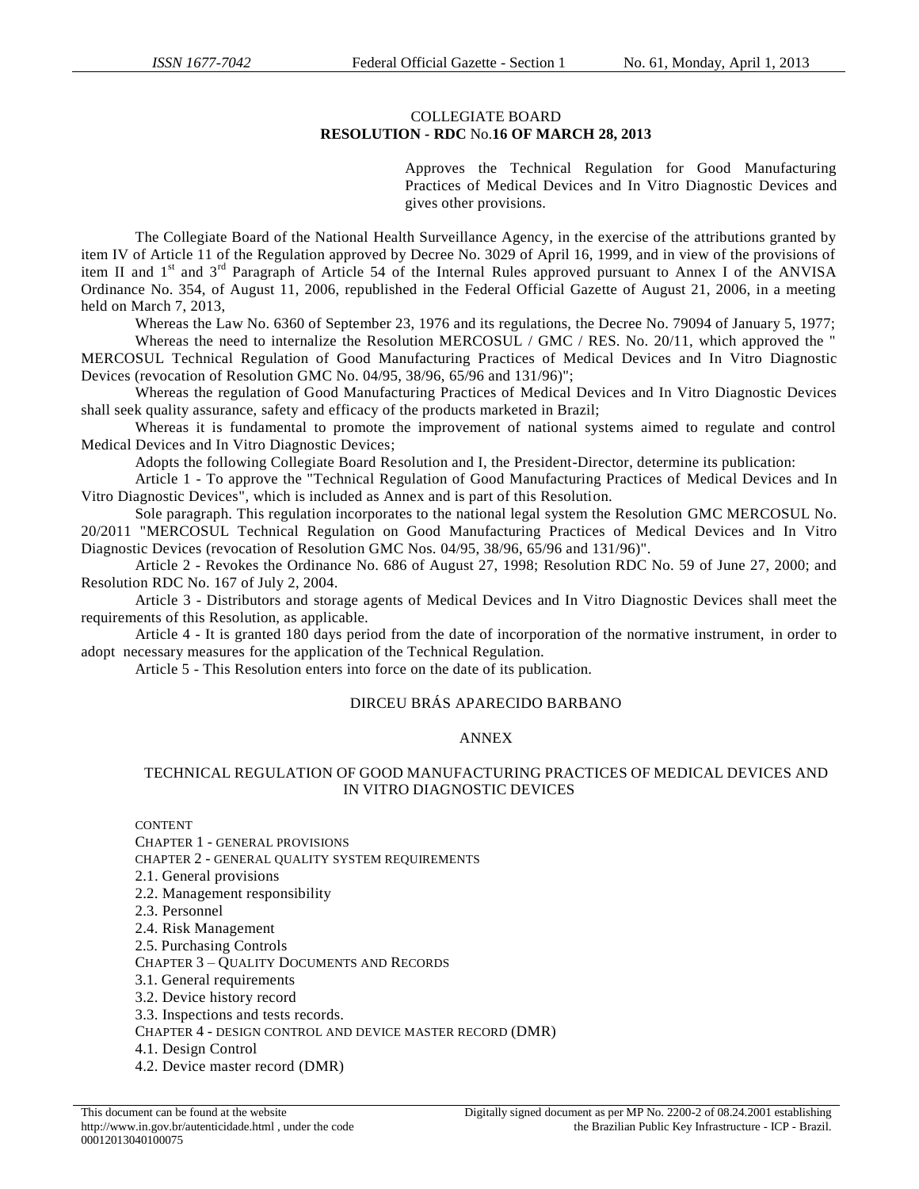COLLEGIATE BOARD

**RESOLUTION - RDC No.16 OF MARCH 28, 2013**

Approves the Technical Regulation for Good Manufacturing Practices of Medical Devices and In Vitro Diagnostic Devices and gives other provisions.

The Collegiate Board of the National Health Surveillance Agency, in the exercise of the attributions granted by item IV of Article 11 of the Regulation approved by Decree No. 3029 of April 16, 1999, and in view of the provisions of item II and 1st and 3rd Paragraph of Article 54 of the Internal Rules approved pursuant to Annex I of the ANVISA Ordinance No. 354, of August 11, 2006, republished in the Federal Official Gazette of August 21, 2006, in a meeting held on March 7, 2013,

Whereas the Law No. 6360 of September 23, 1976 and its regulations, the Decree No. 79094 of January 5, 1977;

Whereas the need to internalize the Resolution MERCOSUL / GMC / RES. No. 20/11, which approved the " MERCOSUL Technical Regulation of Good Manufacturing Practices of Medical Devices and In Vitro Diagnostic Devices (revocation of Resolution GMC No. 04/95, 38/96, 65/96 and 131/96)";

Whereas the regulation of Good Manufacturing Practices of Medical Devices and In Vitro Diagnostic Devices shall seek quality assurance, safety and efficacy of the products marketed in Brazil;

Whereas it is fundamental to promote the improvement of national systems aimed to regulate and control Medical Devices and In Vitro Diagnostic Devices;

Adopts the following Collegiate Board Resolution and I, the President-Director, determine its publication:

Article 1 - To approve the "Technical Regulation of Good Manufacturing Practices of Medical Devices and In Vitro Diagnostic Devices", which is included as Annex and is part of this Resolution.

Sole paragraph. This regulation incorporates to the national legal system the Resolution GMC MERCOSUL No. 20/2011 "MERCOSUL Technical Regulation on Good Manufacturing Practices of Medical Devices and In Vitro Diagnostic Devices (revocation of Resolution GMC Nos. 04/95, 38/96, 65/96 and 131/96)".

Article 2 - Revokes the Ordinance No. 686 of August 27, 1998; Resolution RDC No. 59 of June 27, 2000; and Resolution RDC No. 167 of July 2, 2004.

Article 3 - Distributors and storage agents of Medical Devices and In Vitro Diagnostic Devices shall meet the requirements of this Resolution, as applicable.

Article 4 - It is granted 180 days period from the date of incorporation of the normative instrument, in order to adopt necessary measures for the application of the Technical Regulation.

Article 5 - This Resolution enters into force on the date of its publication.

DIRCEU BRÁS APARECIDO BARBANO

ANNEX

TECHNICAL REGULATION OF GOOD MANUFACTURING PRACTICES OF MEDICAL DEVICES AND IN VITRO DIAGNOSTIC DEVICES

CONTENT

CHAPTER 1 - GENERAL PROVISIONS

CHAPTER 2 - GENERAL QUALITY SYSTEM REQUIREMENTS

2.1. General provisions

2.2. Management responsibility

2.3. Personnel

2.4. Risk Management

2.5. Purchasing Controls

CHAPTER 3 – QUALITY DOCUMENTS AND RECORDS

3.1. General requirements

3.2. Device history record

3.3. Inspections and tests records.

CHAPTER 4 - DESIGN CONTROL AND DEVICE MASTER RECORD (DMR)

4.1. Design Control

4.2. Device master record (DMR)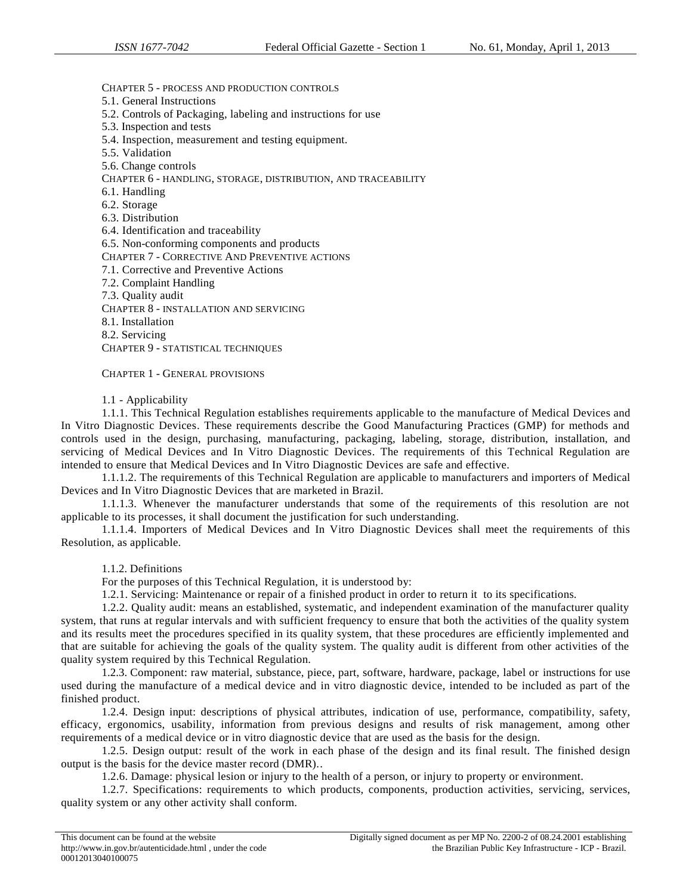CHAPTER 5 - PROCESS AND PRODUCTION CONTROLS

5.1. General Instructions

5.2. Controls of Packaging, labeling and instructions for use

5.3. Inspection and tests

5.4. Inspection, measurement and testing equipment.

5.5. Validation

5.6. Change controls

CHAPTER 6 - HANDLING, STORAGE, DISTRIBUTION, AND TRACEABILITY

6.1. Handling

6.2. Storage

6.3. Distribution

6.4. Identification and traceability

6.5. Non-conforming components and products

CHAPTER 7 - CORRECTIVE AND PREVENTIVE ACTIONS

7.1. Corrective and Preventive Actions

7.2. Complaint Handling

7.3. Quality audit

CHAPTER 8 - INSTALLATION AND SERVICING

8.1. Installation

8.2. Servicing

CHAPTER 9 - STATISTICAL TECHNIQUES

## CHAPTER 1 - GENERAL PROVISIONS

### 1.1 - Applicability

1.1.1. This Technical Regulation establishes requirements applicable to the manufacture of Medical Devices and In Vitro Diagnostic Devices. These requirements describe the Good Manufacturing Practices (GMP) for methods and controls used in the design, purchasing, manufacturing, packaging, labeling, storage, distribution, installation, and servicing of Medical Devices and In Vitro Diagnostic Devices. The requirements of this Technical Regulation are intended to ensure that Medical Devices and In Vitro Diagnostic Devices are safe and effective.

1.1.1.2. The requirements of this Technical Regulation are applicable to manufacturers and importers of Medical Devices and In Vitro Diagnostic Devices that are marketed in Brazil.

1.1.1.3. Whenever the manufacturer understands that some of the requirements of this resolution are not applicable to its processes, it shall document the justification for such understanding.

1.1.1.4. Importers of Medical Devices and In Vitro Diagnostic Devices shall meet the requirements of this Resolution, as applicable.

### 1.1.2. Definitions

For the purposes of this Technical Regulation, it is understood by:

1.2.1. Servicing: Maintenance or repair of a finished product in order to return it to its specifications.

1.2.2. Quality audit: means an established, systematic, and independent examination of the manufacturer quality system, that runs at regular intervals and with sufficient frequency to ensure that both the activities of the quality system and its results meet the procedures specified in its quality system, that these procedures are efficiently implemented and that are suitable for achieving the goals of the quality system. The quality audit is different from other activities of the quality system required by this Technical Regulation.

1.2.3. Component: raw material, substance, piece, part, software, hardware, package, label or instructions for use used during the manufacture of a medical device and in vitro diagnostic device, intended to be included as part of the finished product.

1.2.4. Design input: descriptions of physical attributes, indication of use, performance, compatibility, safety, efficacy, ergonomics, usability, information from previous designs and results of risk management, among other requirements of a medical device or in vitro diagnostic device that are used as the basis for the design.

1.2.5. Design output: result of the work in each phase of the design and its final result. The finished design output is the basis for the device master record (DMR)..

1.2.6. Damage: physical lesion or injury to the health of a person, or injury to property or environment.

1.2.7. Specifications: requirements to which products, components, production activities, servicing, services, quality system or any other activity shall conform.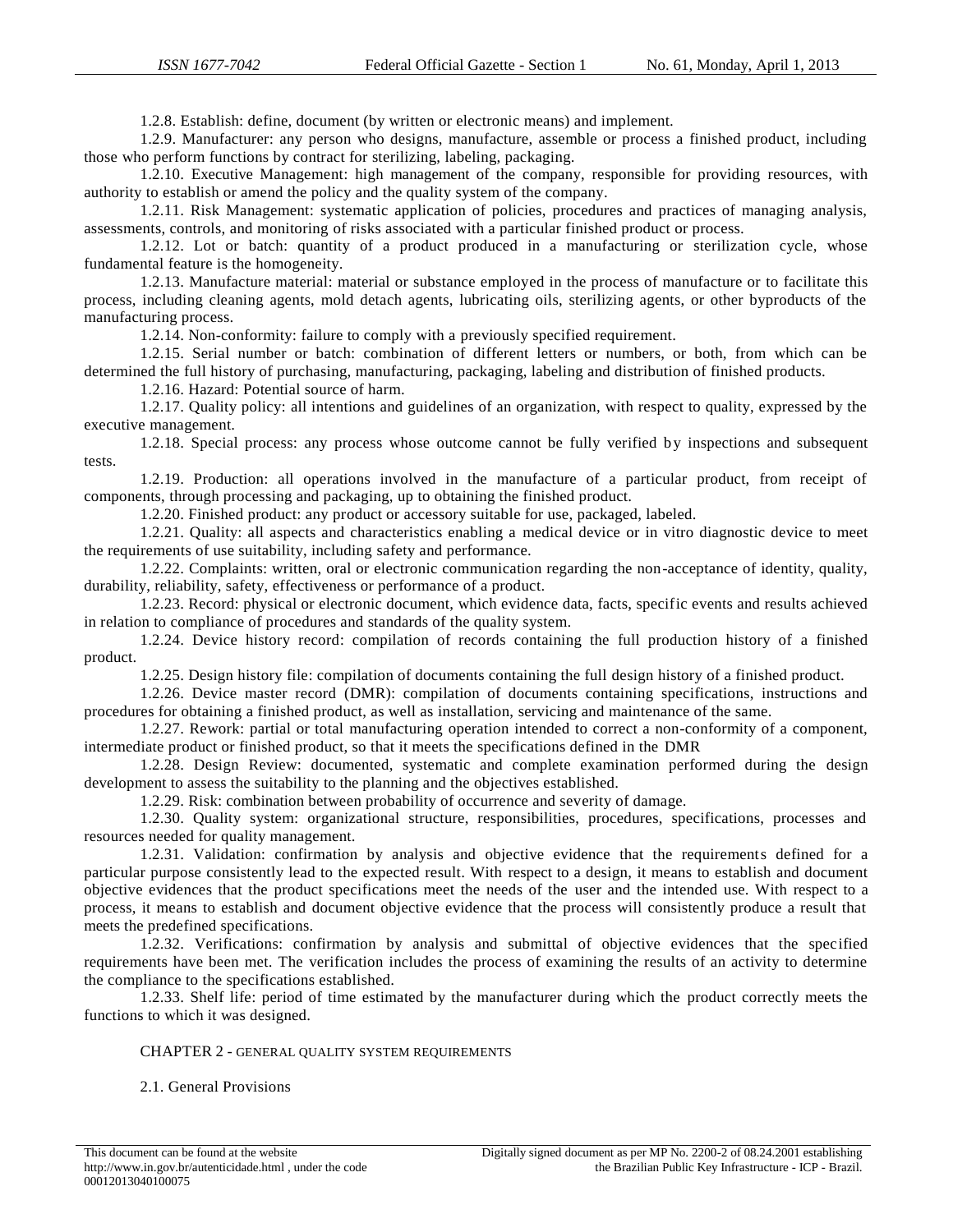1.2.8. Establish: define, document (by written or electronic means) and implement.

1.2.9. Manufacturer: any person who designs, manufacture, assemble or process a finished product, including those who perform functions by contract for sterilizing, labeling, packaging.

1.2.10. Executive Management: high management of the company, responsible for providing resources, with authority to establish or amend the policy and the quality system of the company.

1.2.11. Risk Management: systematic application of policies, procedures and practices of managing analysis, assessments, controls, and monitoring of risks associated with a particular finished product or process.

1.2.12. Lot or batch: quantity of a product produced in a manufacturing or sterilization cycle, whose fundamental feature is the homogeneity.

1.2.13. Manufacture material: material or substance employed in the process of manufacture or to facilitate this process, including cleaning agents, mold detach agents, lubricating oils, sterilizing agents, or other byproducts of the manufacturing process.

1.2.14. Non-conformity: failure to comply with a previously specified requirement.

1.2.15. Serial number or batch: combination of different letters or numbers, or both, from which can be determined the full history of purchasing, manufacturing, packaging, labeling and distribution of finished products.

1.2.16. Hazard: Potential source of harm.

1.2.17. Quality policy: all intentions and guidelines of an organization, with respect to quality, expressed by the executive management.

1.2.18. Special process: any process whose outcome cannot be fully verified by inspections and subsequent tests.

1.2.19. Production: all operations involved in the manufacture of a particular product, from receipt of components, through processing and packaging, up to obtaining the finished product.

1.2.20. Finished product: any product or accessory suitable for use, packaged, labeled.

1.2.21. Quality: all aspects and characteristics enabling a medical device or in vitro diagnostic device to meet the requirements of use suitability, including safety and performance.

1.2.22. Complaints: written, oral or electronic communication regarding the non-acceptance of identity, quality, durability, reliability, safety, effectiveness or performance of a product.

1.2.23. Record: physical or electronic document, which evidence data, facts, specific events and results achieved in relation to compliance of procedures and standards of the quality system.

1.2.24. Device history record: compilation of records containing the full production history of a finished product.

1.2.25. Design history file: compilation of documents containing the full design history of a finished product.

1.2.26. Device master record (DMR): compilation of documents containing specifications, instructions and procedures for obtaining a finished product, as well as installation, servicing and maintenance of the same.

1.2.27. Rework: partial or total manufacturing operation intended to correct a non-conformity of a component, intermediate product or finished product, so that it meets the specifications defined in the DMR

1.2.28. Design Review: documented, systematic and complete examination performed during the design development to assess the suitability to the planning and the objectives established.

1.2.29. Risk: combination between probability of occurrence and severity of damage.

1.2.30. Quality system: organizational structure, responsibilities, procedures, specifications, processes and resources needed for quality management.

1.2.31. Validation: confirmation by analysis and objective evidence that the requirements defined for a particular purpose consistently lead to the expected result. With respect to a design, it means to establish and document objective evidences that the product specifications meet the needs of the user and the intended use. With respect to a process, it means to establish and document objective evidence that the process will consistently produce a result that meets the predefined specifications.

1.2.32. Verifications: confirmation by analysis and submittal of objective evidences that the specified requirements have been met. The verification includes the process of examining the results of an activity to determine the compliance to the specifications established.

1.2.33. Shelf life: period of time estimated by the manufacturer during which the product correctly meets the functions to which it was designed.

## CHAPTER 2 - GENERAL QUALITY SYSTEM REQUIREMENTS

### 2.1. General Provisions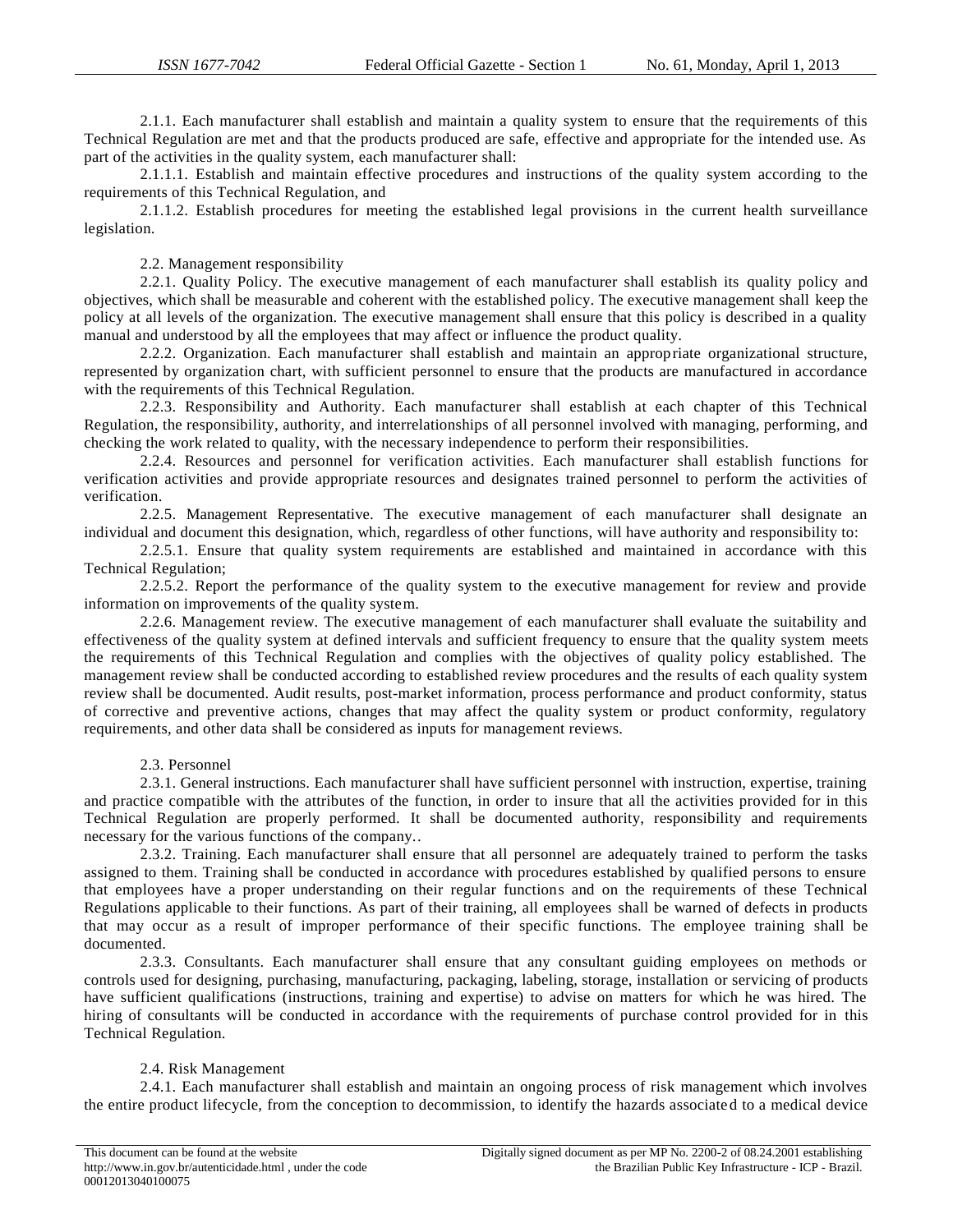2.1.1. Each manufacturer shall establish and maintain a quality system to ensure that the requirements of this Technical Regulation are met and that the products produced are safe, effective and appropriate for the intended use. As part of the activities in the quality system, each manufacturer shall:

2.1.1.1. Establish and maintain effective procedures and instructions of the quality system according to the requirements of this Technical Regulation, and

2.1.1.2. Establish procedures for meeting the established legal provisions in the current health surveillance legislation.

2.2. Management responsibility

2.2.1. Quality Policy. The executive management of each manufacturer shall establish its quality policy and objectives, which shall be measurable and coherent with the established policy. The executive management shall keep the policy at all levels of the organization. The executive management shall ensure that this policy is described in a quality manual and understood by all the employees that may affect or influence the product quality.

2.2.2. Organization. Each manufacturer shall establish and maintain an appropriate organizational structure, represented by organization chart, with sufficient personnel to ensure that the products are manufactured in accordance with the requirements of this Technical Regulation.

2.2.3. Responsibility and Authority. Each manufacturer shall establish at each chapter of this Technical Regulation, the responsibility, authority, and interrelationships of all personnel involved with managing, performing, and checking the work related to quality, with the necessary independence to perform their responsibilities.

2.2.4. Resources and personnel for verification activities. Each manufacturer shall establish functions for verification activities and provide appropriate resources and designates trained personnel to perform the activities of verification.

2.2.5. Management Representative. The executive management of each manufacturer shall designate an individual and document this designation, which, regardless of other functions, will have authority and responsibility to:

2.2.5.1. Ensure that quality system requirements are established and maintained in accordance with this Technical Regulation;

2.2.5.2. Report the performance of the quality system to the executive management for review and provide information on improvements of the quality system.

2.2.6. Management review. The executive management of each manufacturer shall evaluate the suitability and effectiveness of the quality system at defined intervals and sufficient frequency to ensure that the quality system meets the requirements of this Technical Regulation and complies with the objectives of quality policy established. The management review shall be conducted according to established review procedures and the results of each quality system review shall be documented. Audit results, post-market information, process performance and product conformity, status of corrective and preventive actions, changes that may affect the quality system or product conformity, regulatory requirements, and other data shall be considered as inputs for management reviews.

2.3. Personnel

2.3.1. General instructions. Each manufacturer shall have sufficient personnel with instruction, expertise, training and practice compatible with the attributes of the function, in order to insure that all the activities provided for in this Technical Regulation are properly performed. It shall be documented authority, responsibility and requirements necessary for the various functions of the company..

2.3.2. Training. Each manufacturer shall ensure that all personnel are adequately trained to perform the tasks assigned to them. Training shall be conducted in accordance with procedures established by qualified persons to ensure that employees have a proper understanding on their regular functions and on the requirements of these Technical Regulations applicable to their functions. As part of their training, all employees shall be warned of defects in products that may occur as a result of improper performance of their specific functions. The employee training shall be documented.

2.3.3. Consultants. Each manufacturer shall ensure that any consultant guiding employees on methods or controls used for designing, purchasing, manufacturing, packaging, labeling, storage, installation or servicing of products have sufficient qualifications (instructions, training and expertise) to advise on matters for which he was hired. The hiring of consultants will be conducted in accordance with the requirements of purchase control provided for in this Technical Regulation.

2.4. Risk Management

2.4.1. Each manufacturer shall establish and maintain an ongoing process of risk management which involves the entire product lifecycle, from the conception to decommission, to identify the hazards associated to a medical device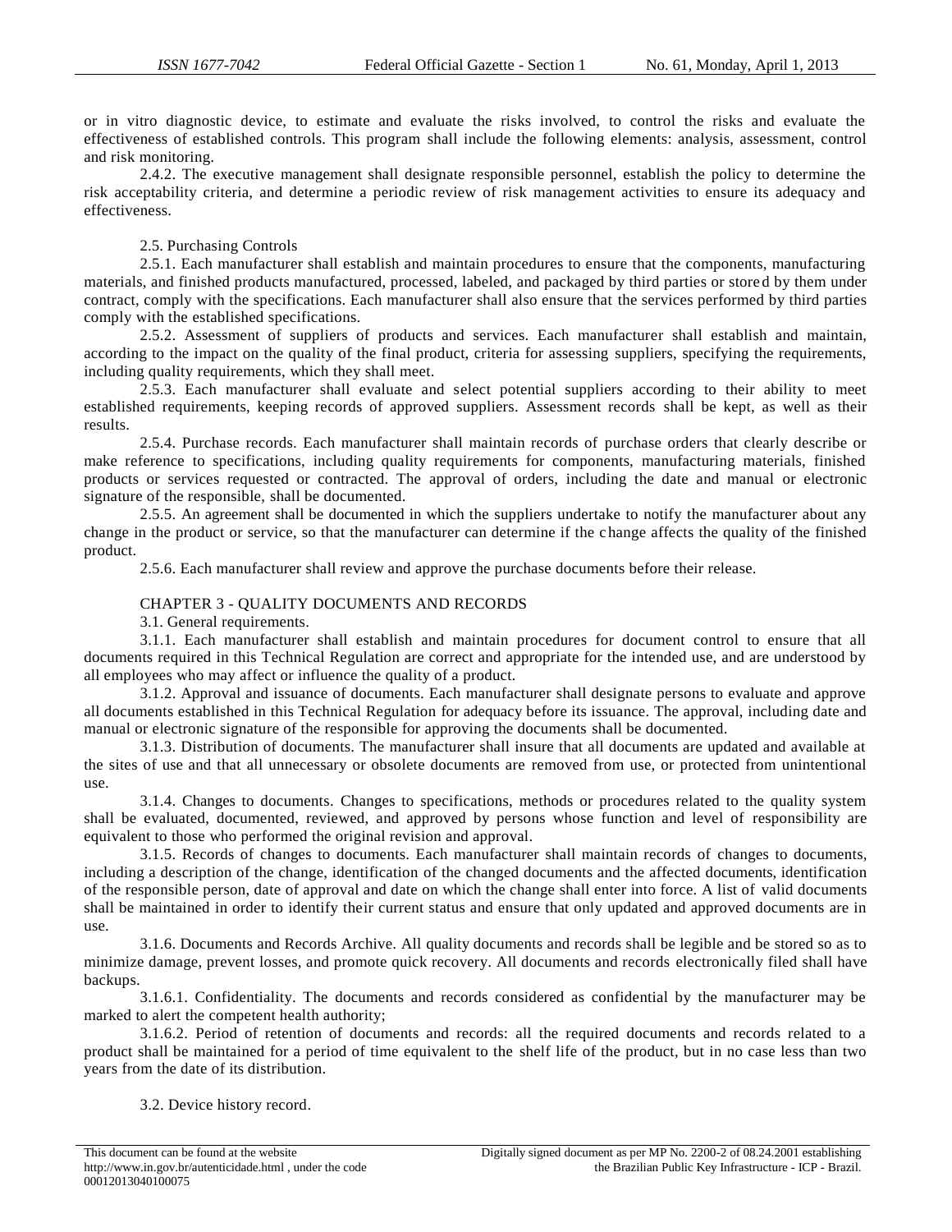or in vitro diagnostic device, to estimate and evaluate the risks involved, to control the risks and evaluate the effectiveness of established controls. This program shall include the following elements: analysis, assessment, control and risk monitoring.

2.4.2. The executive management shall designate responsible personnel, establish the policy to determine the risk acceptability criteria, and determine a periodic review of risk management activities to ensure its adequacy and effectiveness.

2.5. Purchasing Controls

2.5.1. Each manufacturer shall establish and maintain procedures to ensure that the components, manufacturing materials, and finished products manufactured, processed, labeled, and packaged by third parties or stored by them under contract, comply with the specifications. Each manufacturer shall also ensure that the services performed by third parties comply with the established specifications.

2.5.2. Assessment of suppliers of products and services. Each manufacturer shall establish and maintain, according to the impact on the quality of the final product, criteria for assessing suppliers, specifying the requirements, including quality requirements, which they shall meet.

2.5.3. Each manufacturer shall evaluate and select potential suppliers according to their ability to meet established requirements, keeping records of approved suppliers. Assessment records shall be kept, as well as their results.

2.5.4. Purchase records. Each manufacturer shall maintain records of purchase orders that clearly describe or make reference to specifications, including quality requirements for components, manufacturing materials, finished products or services requested or contracted. The approval of orders, including the date and manual or electronic signature of the responsible, shall be documented.

2.5.5. An agreement shall be documented in which the suppliers undertake to notify the manufacturer about any change in the product or service, so that the manufacturer can determine if the change affects the quality of the finished product.

2.5.6. Each manufacturer shall review and approve the purchase documents before their release.

## CHAPTER 3 - QUALITY DOCUMENTS AND RECORDS

3.1. General requirements.

3.1.1. Each manufacturer shall establish and maintain procedures for document control to ensure that all documents required in this Technical Regulation are correct and appropriate for the intended use, and are understood by all employees who may affect or influence the quality of a product.

3.1.2. Approval and issuance of documents. Each manufacturer shall designate persons to evaluate and approve all documents established in this Technical Regulation for adequacy before its issuance. The approval, including date and manual or electronic signature of the responsible for approving the documents shall be documented.

3.1.3. Distribution of documents. The manufacturer shall insure that all documents are updated and available at the sites of use and that all unnecessary or obsolete documents are removed from use, or protected from unintentional use.

3.1.4. Changes to documents. Changes to specifications, methods or procedures related to the quality system shall be evaluated, documented, reviewed, and approved by persons whose function and level of responsibility are equivalent to those who performed the original revision and approval.

3.1.5. Records of changes to documents. Each manufacturer shall maintain records of changes to documents, including a description of the change, identification of the changed documents and the affected documents, identification of the responsible person, date of approval and date on which the change shall enter into force. A list of valid documents shall be maintained in order to identify their current status and ensure that only updated and approved documents are in use.

3.1.6. Documents and Records Archive. All quality documents and records shall be legible and be stored so as to minimize damage, prevent losses, and promote quick recovery. All documents and records electronically filed shall have backups.

3.1.6.1. Confidentiality. The documents and records considered as confidential by the manufacturer may be marked to alert the competent health authority;

3.1.6.2. Period of retention of documents and records: all the required documents and records related to a product shall be maintained for a period of time equivalent to the shelf life of the product, but in no case less than two years from the date of its distribution.

3.2. Device history record.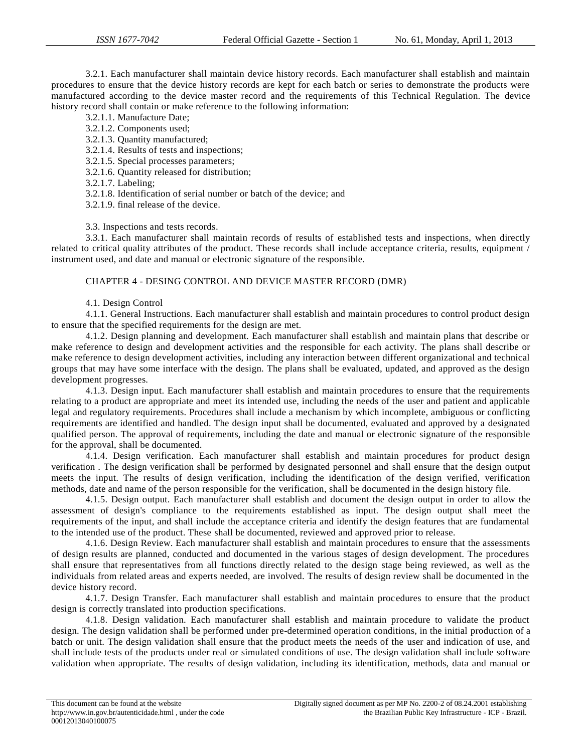3.2.1. Each manufacturer shall maintain device history records. Each manufacturer shall establish and maintain procedures to ensure that the device history records are kept for each batch or series to demonstrate the products were manufactured according to the device master record and the requirements of this Technical Regulation. The device history record shall contain or make reference to the following information:

3.2.1.1. Manufacture Date;

3.2.1.2. Components used;

3.2.1.3. Quantity manufactured;

3.2.1.4. Results of tests and inspections;

3.2.1.5. Special processes parameters;

3.2.1.6. Quantity released for distribution;

3.2.1.7. Labeling;

3.2.1.8. Identification of serial number or batch of the device; and

3.2.1.9. final release of the device.

3.3. Inspections and tests records.

3.3.1. Each manufacturer shall maintain records of results of established tests and inspections, when directly related to critical quality attributes of the product. These records shall include acceptance criteria, results, equipment / instrument used, and date and manual or electronic signature of the responsible.

## CHAPTER 4 - DESING CONTROL AND DEVICE MASTER RECORD (DMR)

4.1. Design Control

4.1.1. General Instructions. Each manufacturer shall establish and maintain procedures to control product design to ensure that the specified requirements for the design are met.

4.1.2. Design planning and development. Each manufacturer shall establish and maintain plans that describe or make reference to design and development activities and the responsible for each activity. The plans shall describe or make reference to design development activities, including any interaction between different organizational and technical groups that may have some interface with the design. The plans shall be evaluated, updated, and approved as the design development progresses.

4.1.3. Design input. Each manufacturer shall establish and maintain procedures to ensure that the requirements relating to a product are appropriate and meet its intended use, including the needs of the user and patient and applicable legal and regulatory requirements. Procedures shall include a mechanism by which incomplete, ambiguous or conflicting requirements are identified and handled. The design input shall be documented, evaluated and approved by a designated qualified person. The approval of requirements, including the date and manual or electronic signature of the responsible for the approval, shall be documented.

4.1.4. Design verification. Each manufacturer shall establish and maintain procedures for product design verification . The design verification shall be performed by designated personnel and shall ensure that the design output meets the input. The results of design verification, including the identification of the design verified, verification methods, date and name of the person responsible for the verification, shall be documented in the design history file.

4.1.5. Design output. Each manufacturer shall establish and document the design output in order to allow the assessment of design's compliance to the requirements established as input. The design output shall meet the requirements of the input, and shall include the acceptance criteria and identify the design features that are fundamental to the intended use of the product. These shall be documented, reviewed and approved prior to release.

4.1.6. Design Review. Each manufacturer shall establish and maintain procedures to ensure that the assessments of design results are planned, conducted and documented in the various stages of design development. The procedures shall ensure that representatives from all functions directly related to the design stage being reviewed, as well as the individuals from related areas and experts needed, are involved. The results of design review shall be documented in the device history record.

4.1.7. Design Transfer. Each manufacturer shall establish and maintain procedures to ensure that the product design is correctly translated into production specifications.

4.1.8. Design validation. Each manufacturer shall establish and maintain procedure to validate the product design. The design validation shall be performed under pre-determined operation conditions, in the initial production of a batch or unit. The design validation shall ensure that the product meets the needs of the user and indication of use, and shall include tests of the products under real or simulated conditions of use. The design validation shall include software validation when appropriate. The results of design validation, including its identification, methods, data and manual or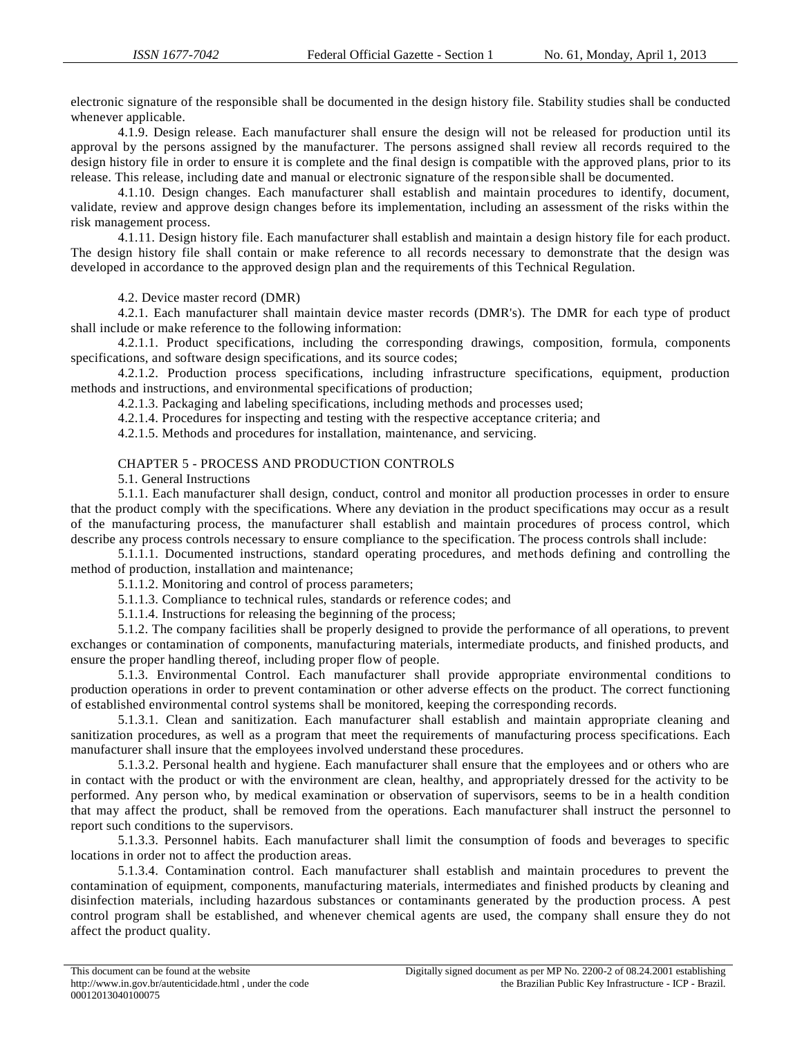electronic signature of the responsible shall be documented in the design history file. Stability studies shall be conducted whenever applicable.

4.1.9. Design release. Each manufacturer shall ensure the design will not be released for production until its approval by the persons assigned by the manufacturer. The persons assigned shall review all records required to the design history file in order to ensure it is complete and the final design is compatible with the approved plans, prior to its release. This release, including date and manual or electronic signature of the responsible shall be documented.

4.1.10. Design changes. Each manufacturer shall establish and maintain procedures to identify, document, validate, review and approve design changes before its implementation, including an assessment of the risks within the risk management process.

4.1.11. Design history file. Each manufacturer shall establish and maintain a design history file for each product. The design history file shall contain or make reference to all records necessary to demonstrate that the design was developed in accordance to the approved design plan and the requirements of this Technical Regulation.

4.2. Device master record (DMR)

4.2.1. Each manufacturer shall maintain device master records (DMR's). The DMR for each type of product shall include or make reference to the following information:

4.2.1.1. Product specifications, including the corresponding drawings, composition, formula, components specifications, and software design specifications, and its source codes;

4.2.1.2. Production process specifications, including infrastructure specifications, equipment, production methods and instructions, and environmental specifications of production;

4.2.1.3. Packaging and labeling specifications, including methods and processes used;

4.2.1.4. Procedures for inspecting and testing with the respective acceptance criteria; and

4.2.1.5. Methods and procedures for installation, maintenance, and servicing.

## CHAPTER 5 - PROCESS AND PRODUCTION CONTROLS

5.1. General Instructions

5.1.1. Each manufacturer shall design, conduct, control and monitor all production processes in order to ensure that the product comply with the specifications. Where any deviation in the product specifications may occur as a result of the manufacturing process, the manufacturer shall establish and maintain procedures of process control, which describe any process controls necessary to ensure compliance to the specification. The process controls shall include:

5.1.1.1. Documented instructions, standard operating procedures, and methods defining and controlling the method of production, installation and maintenance;

5.1.1.2. Monitoring and control of process parameters;

5.1.1.3. Compliance to technical rules, standards or reference codes; and

5.1.1.4. Instructions for releasing the beginning of the process;

5.1.2. The company facilities shall be properly designed to provide the performance of all operations, to prevent exchanges or contamination of components, manufacturing materials, intermediate products, and finished products, and ensure the proper handling thereof, including proper flow of people.

5.1.3. Environmental Control. Each manufacturer shall provide appropriate environmental conditions to production operations in order to prevent contamination or other adverse effects on the product. The correct functioning of established environmental control systems shall be monitored, keeping the corresponding records.

5.1.3.1. Clean and sanitization. Each manufacturer shall establish and maintain appropriate cleaning and sanitization procedures, as well as a program that meet the requirements of manufacturing process specifications. Each manufacturer shall insure that the employees involved understand these procedures.

5.1.3.2. Personal health and hygiene. Each manufacturer shall ensure that the employees and or others who are in contact with the product or with the environment are clean, healthy, and appropriately dressed for the activity to be performed. Any person who, by medical examination or observation of supervisors, seems to be in a health condition that may affect the product, shall be removed from the operations. Each manufacturer shall instruct the personnel to report such conditions to the supervisors.

5.1.3.3. Personnel habits. Each manufacturer shall limit the consumption of foods and beverages to specific locations in order not to affect the production areas.

5.1.3.4. Contamination control. Each manufacturer shall establish and maintain procedures to prevent the contamination of equipment, components, manufacturing materials, intermediates and finished products by cleaning and disinfection materials, including hazardous substances or contaminants generated by the production process. A pest control program shall be established, and whenever chemical agents are used, the company shall ensure they do not affect the product quality.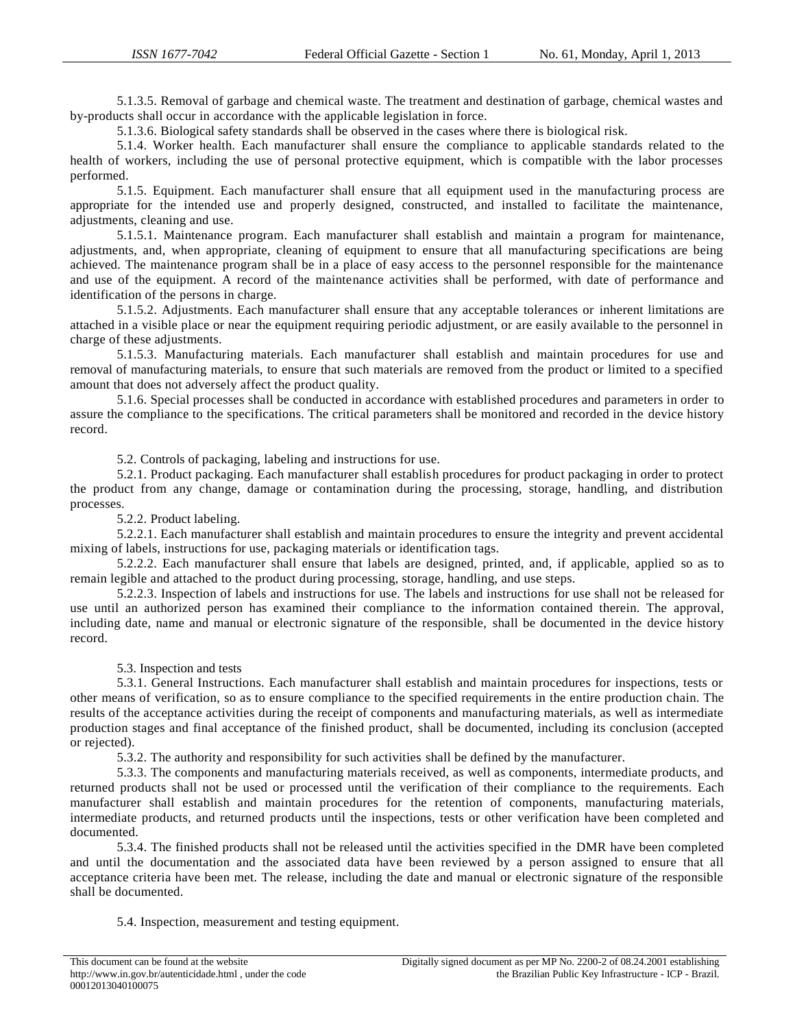5.1.3.5. Removal of garbage and chemical waste. The treatment and destination of garbage, chemical wastes and by-products shall occur in accordance with the applicable legislation in force.

5.1.3.6. Biological safety standards shall be observed in the cases where there is biological risk.

5.1.4. Worker health. Each manufacturer shall ensure the compliance to applicable standards related to the health of workers, including the use of personal protective equipment, which is compatible with the labor processes performed.

5.1.5. Equipment. Each manufacturer shall ensure that all equipment used in the manufacturing process are appropriate for the intended use and properly designed, constructed, and installed to facilitate the maintenance, adjustments, cleaning and use.

5.1.5.1. Maintenance program. Each manufacturer shall establish and maintain a program for maintenance, adjustments, and, when appropriate, cleaning of equipment to ensure that all manufacturing specifications are being achieved. The maintenance program shall be in a place of easy access to the personnel responsible for the maintenance and use of the equipment. A record of the maintenance activities shall be performed, with date of performance and identification of the persons in charge.

5.1.5.2. Adjustments. Each manufacturer shall ensure that any acceptable tolerances or inherent limitations are attached in a visible place or near the equipment requiring periodic adjustment, or are easily available to the personnel in charge of these adjustments.

5.1.5.3. Manufacturing materials. Each manufacturer shall establish and maintain procedures for use and removal of manufacturing materials, to ensure that such materials are removed from the product or limited to a specified amount that does not adversely affect the product quality.

5.1.6. Special processes shall be conducted in accordance with established procedures and parameters in order to assure the compliance to the specifications. The critical parameters shall be monitored and recorded in the device history record.

5.2. Controls of packaging, labeling and instructions for use.

5.2.1. Product packaging. Each manufacturer shall establish procedures for product packaging in order to protect the product from any change, damage or contamination during the processing, storage, handling, and distribution processes.

5.2.2. Product labeling.

5.2.2.1. Each manufacturer shall establish and maintain procedures to ensure the integrity and prevent accidental mixing of labels, instructions for use, packaging materials or identification tags.

5.2.2.2. Each manufacturer shall ensure that labels are designed, printed, and, if applicable, applied so as to remain legible and attached to the product during processing, storage, handling, and use steps.

5.2.2.3. Inspection of labels and instructions for use. The labels and instructions for use shall not be released for use until an authorized person has examined their compliance to the information contained therein. The approval, including date, name and manual or electronic signature of the responsible, shall be documented in the device history record.

5.3. Inspection and tests

5.3.1. General Instructions. Each manufacturer shall establish and maintain procedures for inspections, tests or other means of verification, so as to ensure compliance to the specified requirements in the entire production chain. The results of the acceptance activities during the receipt of components and manufacturing materials, as well as intermediate production stages and final acceptance of the finished product, shall be documented, including its conclusion (accepted or rejected).

5.3.2. The authority and responsibility for such activities shall be defined by the manufacturer.

5.3.3. The components and manufacturing materials received, as well as components, intermediate products, and returned products shall not be used or processed until the verification of their compliance to the requirements. Each manufacturer shall establish and maintain procedures for the retention of components, manufacturing materials, intermediate products, and returned products until the inspections, tests or other verification have been completed and documented.

5.3.4. The finished products shall not be released until the activities specified in the DMR have been completed and until the documentation and the associated data have been reviewed by a person assigned to ensure that all acceptance criteria have been met. The release, including the date and manual or electronic signature of the responsible shall be documented.

5.4. Inspection, measurement and testing equipment.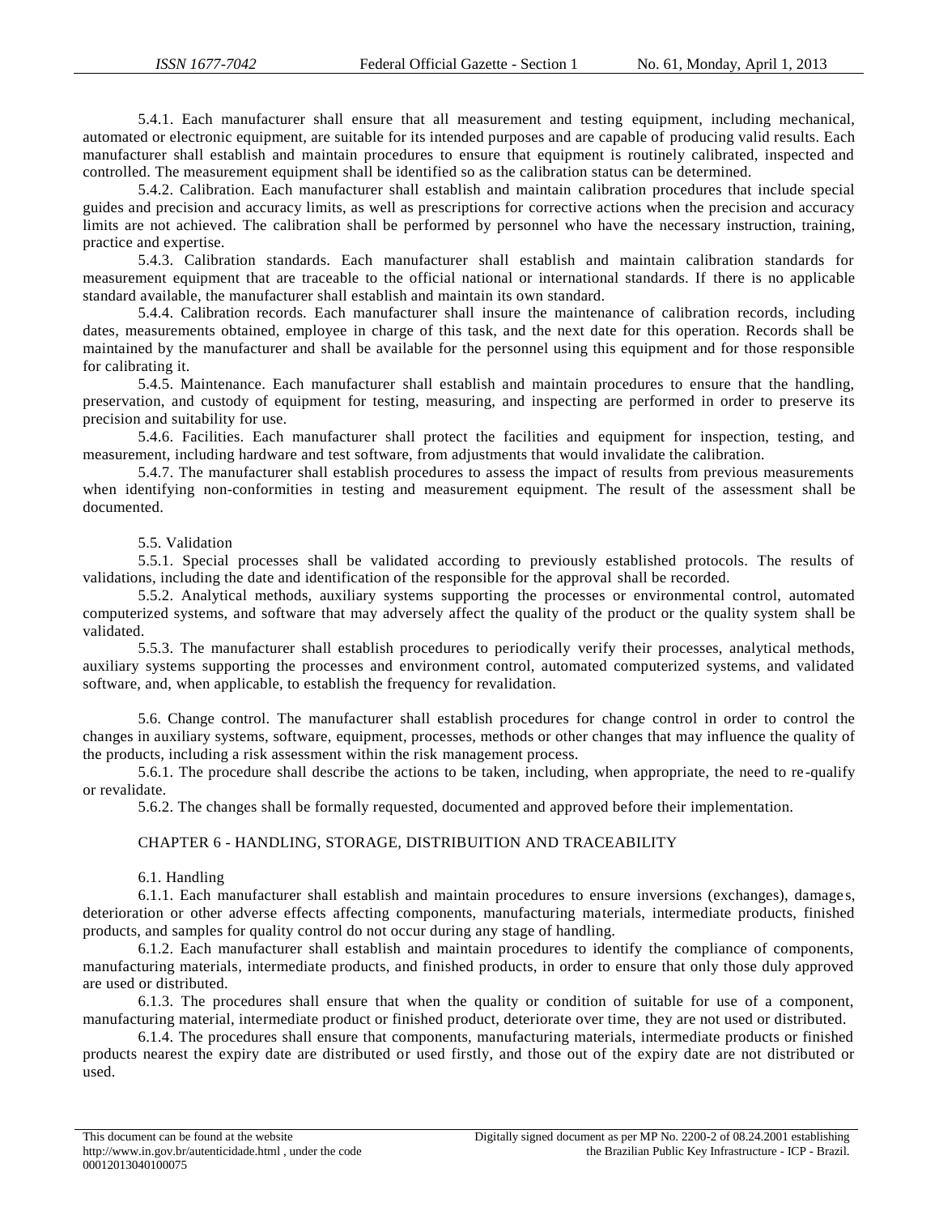5.4.1. Each manufacturer shall ensure that all measurement and testing equipment, including mechanical, automated or electronic equipment, are suitable for its intended purposes and are capable of producing valid results. Each manufacturer shall establish and maintain procedures to ensure that equipment is routinely calibrated, inspected and controlled. The measurement equipment shall be identified so as the calibration status can be determined.

5.4.2. Calibration. Each manufacturer shall establish and maintain calibration procedures that include special guides and precision and accuracy limits, as well as prescriptions for corrective actions when the precision and accuracy limits are not achieved. The calibration shall be performed by personnel who have the necessary instruction, training, practice and expertise.

5.4.3. Calibration standards. Each manufacturer shall establish and maintain calibration standards for measurement equipment that are traceable to the official national or international standards. If there is no applicable standard available, the manufacturer shall establish and maintain its own standard.

5.4.4. Calibration records. Each manufacturer shall insure the maintenance of calibration records, including dates, measurements obtained, employee in charge of this task, and the next date for this operation. Records shall be maintained by the manufacturer and shall be available for the personnel using this equipment and for those responsible for calibrating it.

5.4.5. Maintenance. Each manufacturer shall establish and maintain procedures to ensure that the handling, preservation, and custody of equipment for testing, measuring, and inspecting are performed in order to preserve its precision and suitability for use.

5.4.6. Facilities. Each manufacturer shall protect the facilities and equipment for inspection, testing, and measurement, including hardware and test software, from adjustments that would invalidate the calibration.

5.4.7. The manufacturer shall establish procedures to assess the impact of results from previous measurements when identifying non-conformities in testing and measurement equipment. The result of the assessment shall be documented.

5.5. Validation

5.5.1. Special processes shall be validated according to previously established protocols. The results of validations, including the date and identification of the responsible for the approval shall be recorded.

5.5.2. Analytical methods, auxiliary systems supporting the processes or environmental control, automated computerized systems, and software that may adversely affect the quality of the product or the quality system shall be validated.

5.5.3. The manufacturer shall establish procedures to periodically verify their processes, analytical methods, auxiliary systems supporting the processes and environment control, automated computerized systems, and validated software, and, when applicable, to establish the frequency for revalidation.

5.6. Change control. The manufacturer shall establish procedures for change control in order to control the changes in auxiliary systems, software, equipment, processes, methods or other changes that may influence the quality of the products, including a risk assessment within the risk management process.

5.6.1. The procedure shall describe the actions to be taken, including, when appropriate, the need to re-qualify or revalidate.

5.6.2. The changes shall be formally requested, documented and approved before their implementation.

## CHAPTER 6 - HANDLING, STORAGE, DISTRIBUITION AND TRACEABILITY

6.1. Handling

6.1.1. Each manufacturer shall establish and maintain procedures to ensure inversions (exchanges), damages, deterioration or other adverse effects affecting components, manufacturing materials, intermediate products, finished products, and samples for quality control do not occur during any stage of handling.

6.1.2. Each manufacturer shall establish and maintain procedures to identify the compliance of components, manufacturing materials, intermediate products, and finished products, in order to ensure that only those duly approved are used or distributed.

6.1.3. The procedures shall ensure that when the quality or condition of suitable for use of a component, manufacturing material, intermediate product or finished product, deteriorate over time, they are not used or distributed.

6.1.4. The procedures shall ensure that components, manufacturing materials, intermediate products or finished products nearest the expiry date are distributed or used firstly, and those out of the expiry date are not distributed or used.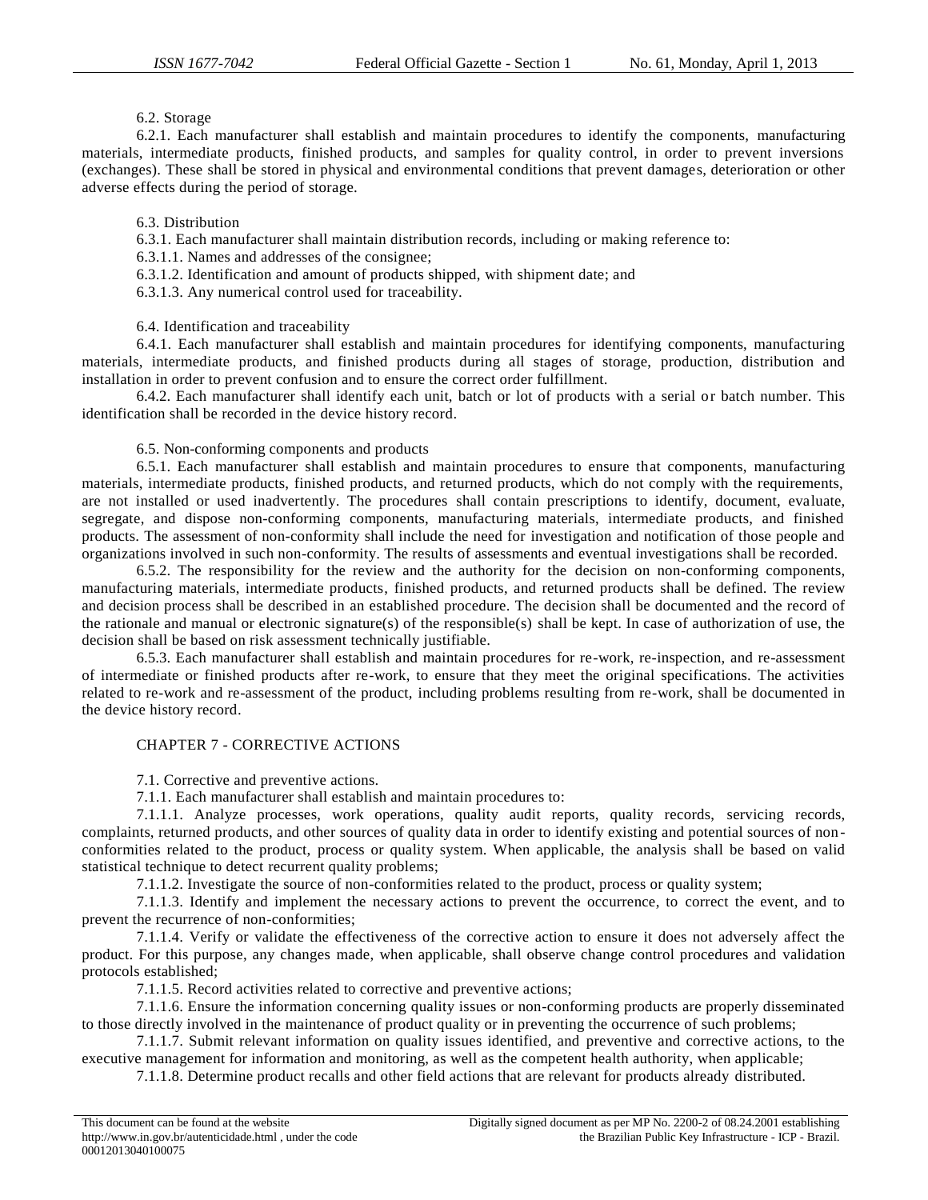6.2. Storage

6.2.1. Each manufacturer shall establish and maintain procedures to identify the components, manufacturing materials, intermediate products, finished products, and samples for quality control, in order to prevent inversions (exchanges). These shall be stored in physical and environmental conditions that prevent damages, deterioration or other adverse effects during the period of storage.

6.3. Distribution

6.3.1. Each manufacturer shall maintain distribution records, including or making reference to:

6.3.1.1. Names and addresses of the consignee;

6.3.1.2. Identification and amount of products shipped, with shipment date; and

6.3.1.3. Any numerical control used for traceability.

6.4. Identification and traceability

6.4.1. Each manufacturer shall establish and maintain procedures for identifying components, manufacturing materials, intermediate products, and finished products during all stages of storage, production, distribution and installation in order to prevent confusion and to ensure the correct order fulfillment.

6.4.2. Each manufacturer shall identify each unit, batch or lot of products with a serial or batch number. This identification shall be recorded in the device history record.

6.5. Non-conforming components and products

6.5.1. Each manufacturer shall establish and maintain procedures to ensure that components, manufacturing materials, intermediate products, finished products, and returned products, which do not comply with the requirements, are not installed or used inadvertently. The procedures shall contain prescriptions to identify, document, evaluate, segregate, and dispose non-conforming components, manufacturing materials, intermediate products, and finished products. The assessment of non-conformity shall include the need for investigation and notification of those people and organizations involved in such non-conformity. The results of assessments and eventual investigations shall be recorded.

6.5.2. The responsibility for the review and the authority for the decision on non-conforming components, manufacturing materials, intermediate products, finished products, and returned products shall be defined. The review and decision process shall be described in an established procedure. The decision shall be documented and the record of the rationale and manual or electronic signature(s) of the responsible(s) shall be kept. In case of authorization of use, the decision shall be based on risk assessment technically justifiable.

6.5.3. Each manufacturer shall establish and maintain procedures for re-work, re-inspection, and re-assessment of intermediate or finished products after re-work, to ensure that they meet the original specifications. The activities related to re-work and re-assessment of the product, including problems resulting from re-work, shall be documented in the device history record.

## CHAPTER 7 - CORRECTIVE ACTIONS

7.1. Corrective and preventive actions.

7.1.1. Each manufacturer shall establish and maintain procedures to:

7.1.1.1. Analyze processes, work operations, quality audit reports, quality records, servicing records, complaints, returned products, and other sources of quality data in order to identify existing and potential sources of non-conformities related to the product, process or quality system. When applicable, the analysis shall be based on valid statistical technique to detect recurrent quality problems;

7.1.1.2. Investigate the source of non-conformities related to the product, process or quality system;

7.1.1.3. Identify and implement the necessary actions to prevent the occurrence, to correct the event, and to prevent the recurrence of non-conformities;

7.1.1.4. Verify or validate the effectiveness of the corrective action to ensure it does not adversely affect the product. For this purpose, any changes made, when applicable, shall observe change control procedures and validation protocols established;

7.1.1.5. Record activities related to corrective and preventive actions;

7.1.1.6. Ensure the information concerning quality issues or non-conforming products are properly disseminated to those directly involved in the maintenance of product quality or in preventing the occurrence of such problems;

7.1.1.7. Submit relevant information on quality issues identified, and preventive and corrective actions, to the executive management for information and monitoring, as well as the competent health authority, when applicable;

7.1.1.8. Determine product recalls and other field actions that are relevant for products already distributed.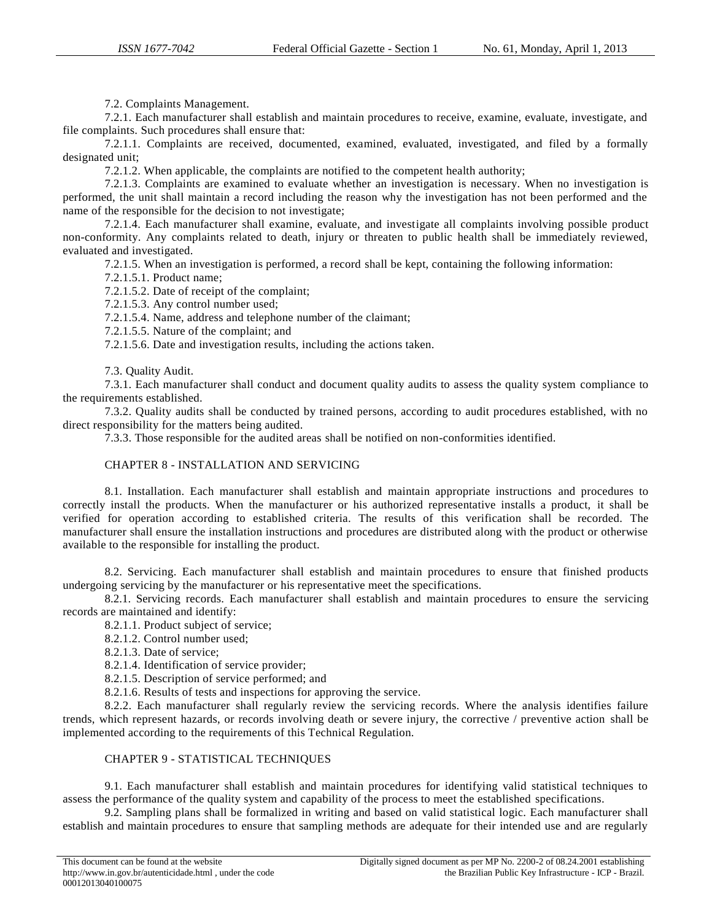7.2. Complaints Management.

7.2.1. Each manufacturer shall establish and maintain procedures to receive, examine, evaluate, investigate, and file complaints. Such procedures shall ensure that:

7.2.1.1. Complaints are received, documented, examined, evaluated, investigated, and filed by a formally designated unit;

7.2.1.2. When applicable, the complaints are notified to the competent health authority;

7.2.1.3. Complaints are examined to evaluate whether an investigation is necessary. When no investigation is performed, the unit shall maintain a record including the reason why the investigation has not been performed and the name of the responsible for the decision to not investigate;

7.2.1.4. Each manufacturer shall examine, evaluate, and investigate all complaints involving possible product non-conformity. Any complaints related to death, injury or threaten to public health shall be immediately reviewed, evaluated and investigated.

7.2.1.5. When an investigation is performed, a record shall be kept, containing the following information:

7.2.1.5.1. Product name;

7.2.1.5.2. Date of receipt of the complaint;

7.2.1.5.3. Any control number used;

7.2.1.5.4. Name, address and telephone number of the claimant;

7.2.1.5.5. Nature of the complaint; and

7.2.1.5.6. Date and investigation results, including the actions taken.

7.3. Quality Audit.

7.3.1. Each manufacturer shall conduct and document quality audits to assess the quality system compliance to the requirements established.

7.3.2. Quality audits shall be conducted by trained persons, according to audit procedures established, with no direct responsibility for the matters being audited.

7.3.3. Those responsible for the audited areas shall be notified on non-conformities identified.

## CHAPTER 8 - INSTALLATION AND SERVICING

8.1. Installation. Each manufacturer shall establish and maintain appropriate instructions and procedures to correctly install the products. When the manufacturer or his authorized representative installs a product, it shall be verified for operation according to established criteria. The results of this verification shall be recorded. The manufacturer shall ensure the installation instructions and procedures are distributed along with the product or otherwise available to the responsible for installing the product.

8.2. Servicing. Each manufacturer shall establish and maintain procedures to ensure that finished products undergoing servicing by the manufacturer or his representative meet the specifications.

8.2.1. Servicing records. Each manufacturer shall establish and maintain procedures to ensure the servicing records are maintained and identify:

8.2.1.1. Product subject of service;

8.2.1.2. Control number used;

8.2.1.3. Date of service;

8.2.1.4. Identification of service provider;

8.2.1.5. Description of service performed; and

8.2.1.6. Results of tests and inspections for approving the service.

8.2.2. Each manufacturer shall regularly review the servicing records. Where the analysis identifies failure trends, which represent hazards, or records involving death or severe injury, the corrective / preventive action shall be implemented according to the requirements of this Technical Regulation.

## CHAPTER 9 - STATISTICAL TECHNIQUES

9.1. Each manufacturer shall establish and maintain procedures for identifying valid statistical techniques to assess the performance of the quality system and capability of the process to meet the established specifications.

9.2. Sampling plans shall be formalized in writing and based on valid statistical logic. Each manufacturer shall establish and maintain procedures to ensure that sampling methods are adequate for their intended use and are regularly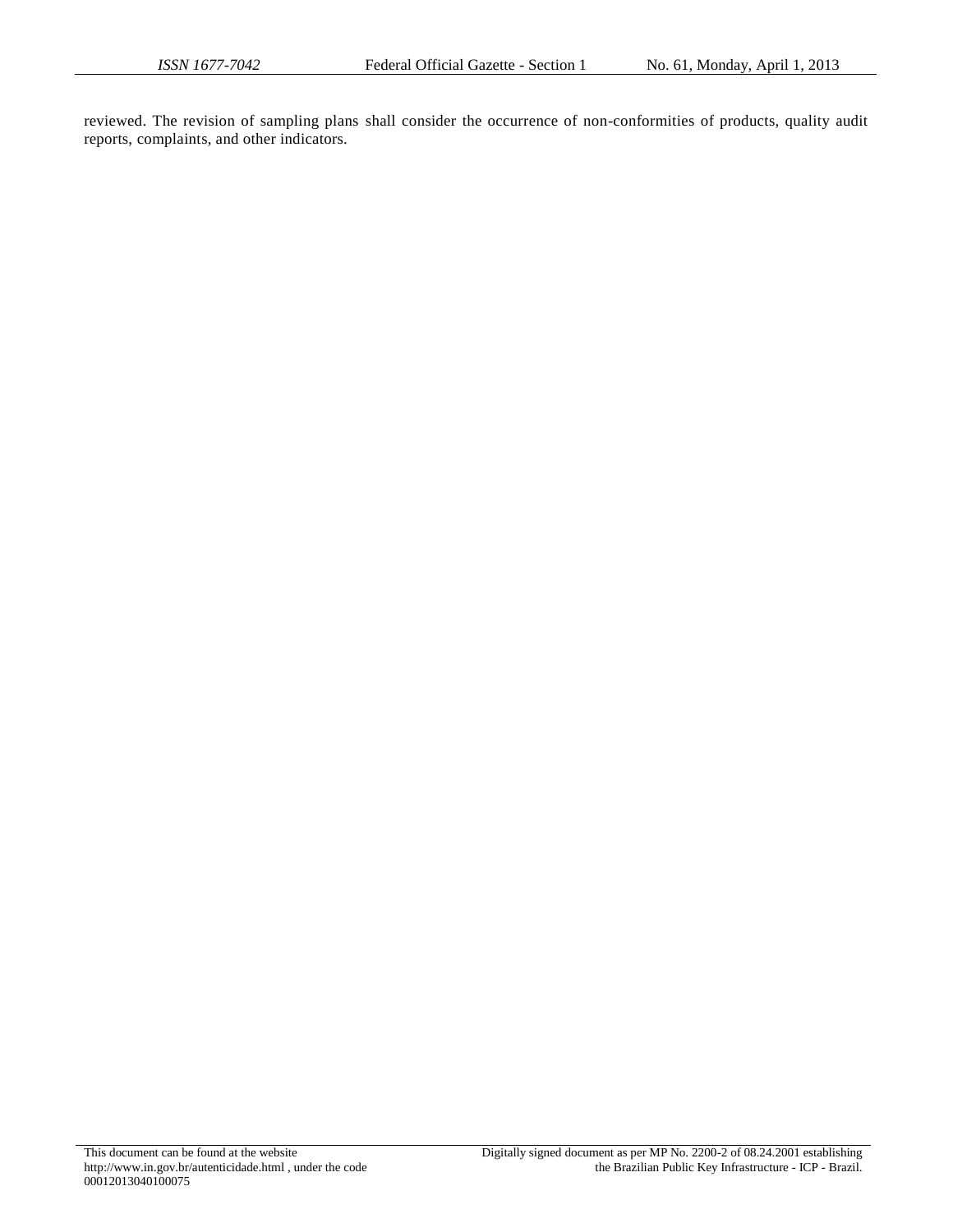reviewed. The revision of sampling plans shall consider the occurrence of non-conformities of products, quality audit reports, complaints, and other indicators.